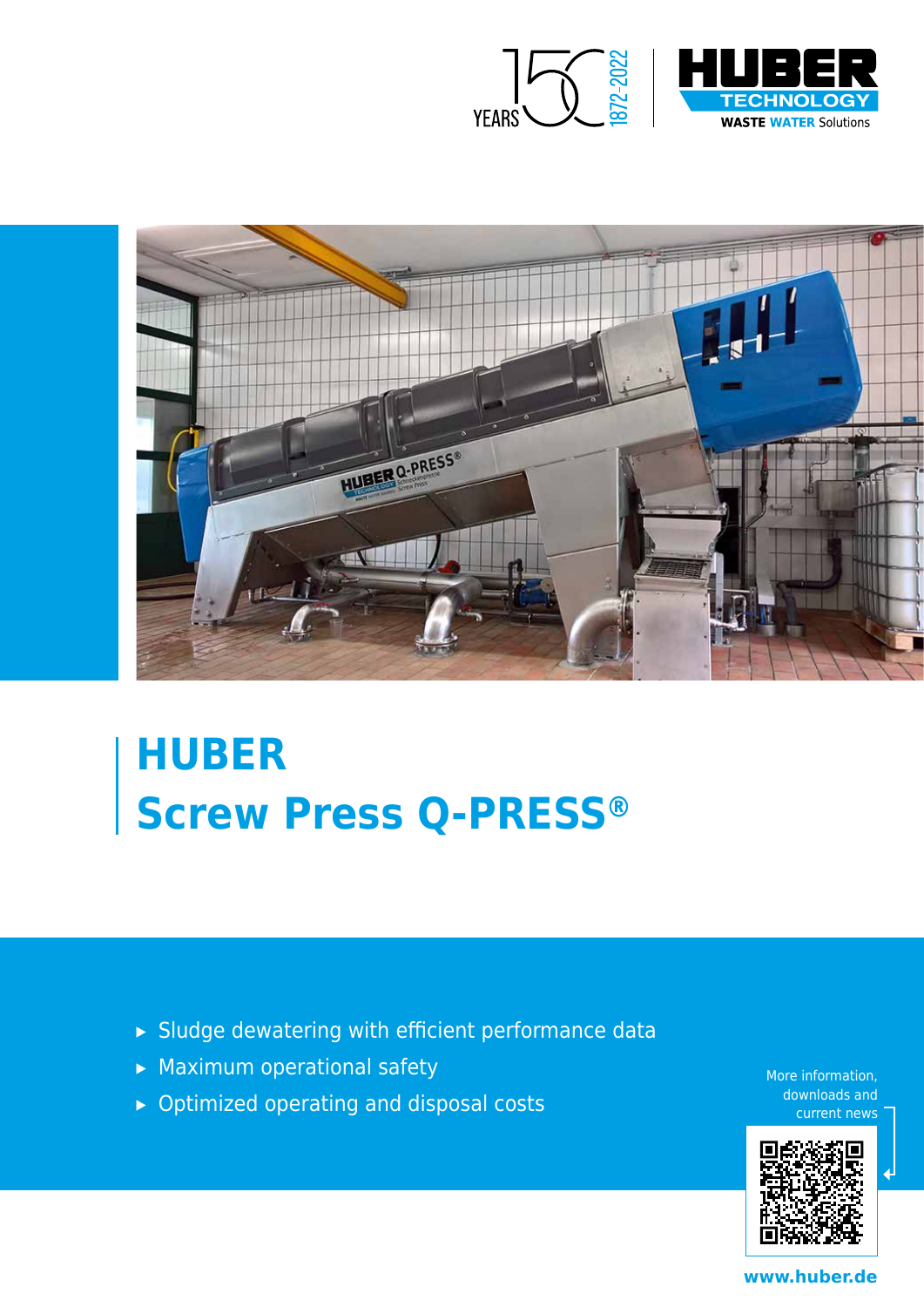# HUBER Screw Press Q-PRESS®

- Sludge dewatering with efficient performance data
- Maximum operational safety
- Optimized operating and disposal costs

More information, downloads and current news

www.huber.de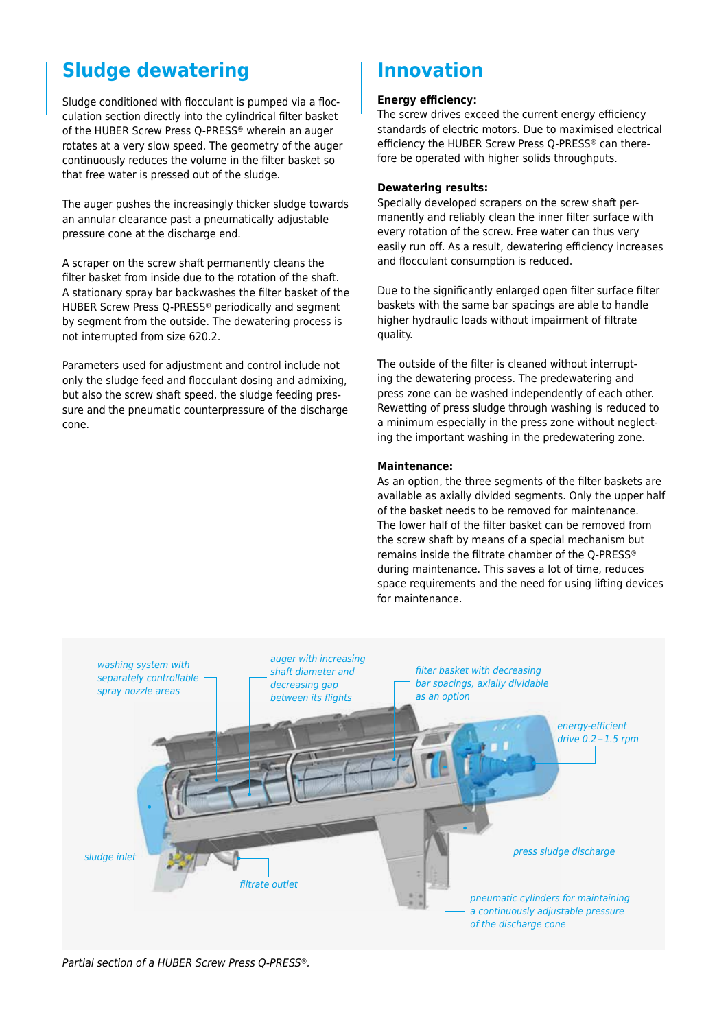## Sludge dewatering

Sludge conditioned with flocculant is pumped via a flocculation section directly into the cylindrical filter basket of the HUBER Screw Press Q-PRESS® wherein an auger rotates at a very slow speed. The geometry of the auger continuously reduces the volume in the filter basket so that free water is pressed out of the sludge.

The auger pushes the increasingly thicker sludge towards an annular clearance past a pneumatically adjustable pressure cone at the discharge end.

A scraper on the screw shaft permanently cleans the filter basket from inside due to the rotation of the shaft. A stationary spray bar backwashes the filter basket of the HUBER Screw Press Q-PRESS® periodically and segment by segment from the outside. The dewatering process is not interrupted from size 620.2.

Parameters used for adjustment and control include not only the sludge feed and flocculant dosing and admixing, but also the screw shaft speed, the sludge feeding pressure and the pneumatic counterpressure of the discharge cone.

## Innovation

**Energy efficiency:**
The screw drives exceed the current energy efficiency standards of electric motors. Due to maximised electrical efficiency the HUBER Screw Press Q-PRESS® can therefore be operated with higher solids throughputs.

**Dewatering results:**
Specially developed scrapers on the screw shaft permanently and reliably clean the inner filter surface with every rotation of the screw. Free water can thus very easily run off. As a result, dewatering efficiency increases and flocculant consumption is reduced.

Due to the significantly enlarged open filter surface filter baskets with the same bar spacings are able to handle higher hydraulic loads without impairment of filtrate quality.

The outside of the filter is cleaned without interrupting the dewatering process. The predewatering and press zone can be washed independently of each other. Rewetting of press sludge through washing is reduced to a minimum especially in the press zone without neglecting the important washing in the predewatering zone.

**Maintenance:**
As an option, the three segments of the filter baskets are available as axially divided segments. Only the upper half of the basket needs to be removed for maintenance. The lower half of the filter basket can be removed from the screw shaft by means of a special mechanism but remains inside the filtrate chamber of the Q-PRESS® during maintenance. This saves a lot of time, reduces space requirements and the need for using lifting devices for maintenance.

*washing system with separately controllable spray nozzle areas*

*auger with increasing shaft diameter and decreasing gap between its flights*

*filter basket with decreasing bar spacings, axially dividable as an option*

*energy-efficient drive 0.2 – 1.5 rpm*

*sludge inlet*

*filtrate outlet*

*press sludge discharge*

*pneumatic cylinders for maintaining a continuously adjustable pressure of the discharge cone*

*Partial section of a HUBER Screw Press Q-PRESS®.*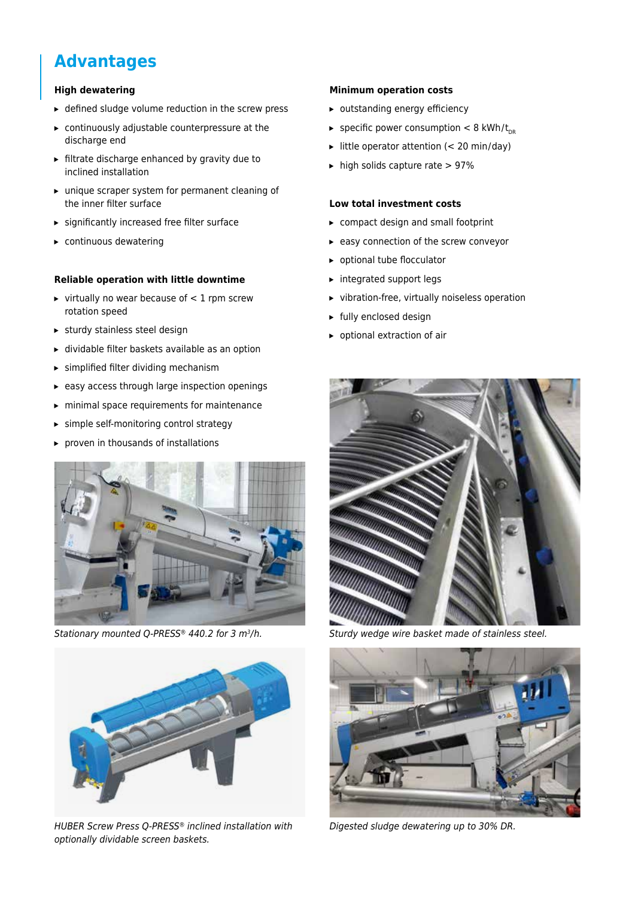# Advantages

### High dewatering

- defined sludge volume reduction in the screw press
- continuously adjustable counterpressure at the discharge end
- filtrate discharge enhanced by gravity due to inclined installation
- unique scraper system for permanent cleaning of the inner filter surface
- significantly increased free filter surface
- continuous dewatering

### Reliable operation with little downtime

- virtually no wear because of < 1 rpm screw rotation speed
- sturdy stainless steel design
- dividable filter baskets available as an option
- simplified filter dividing mechanism
- easy access through large inspection openings
- minimal space requirements for maintenance
- simple self-monitoring control strategy
- proven in thousands of installations

### Minimum operation costs

- outstanding energy efficiency
- specific power consumption < 8 kWh/$t_{DR}$
- little operator attention (< 20 min/day)
- high solids capture rate > 97%

### Low total investment costs

- compact design and small footprint
- easy connection of the screw conveyor
- optional tube flocculator
- integrated support legs
- vibration-free, virtually noiseless operation
- fully enclosed design
- optional extraction of air

*Stationary mounted Q-PRESS® 440.2 for 3 m³/h.*

*Sturdy wedge wire basket made of stainless steel.*

*HUBER Screw Press Q-PRESS® inclined installation with optionally dividable screen baskets.*

*Digested sludge dewatering up to 30% DR.*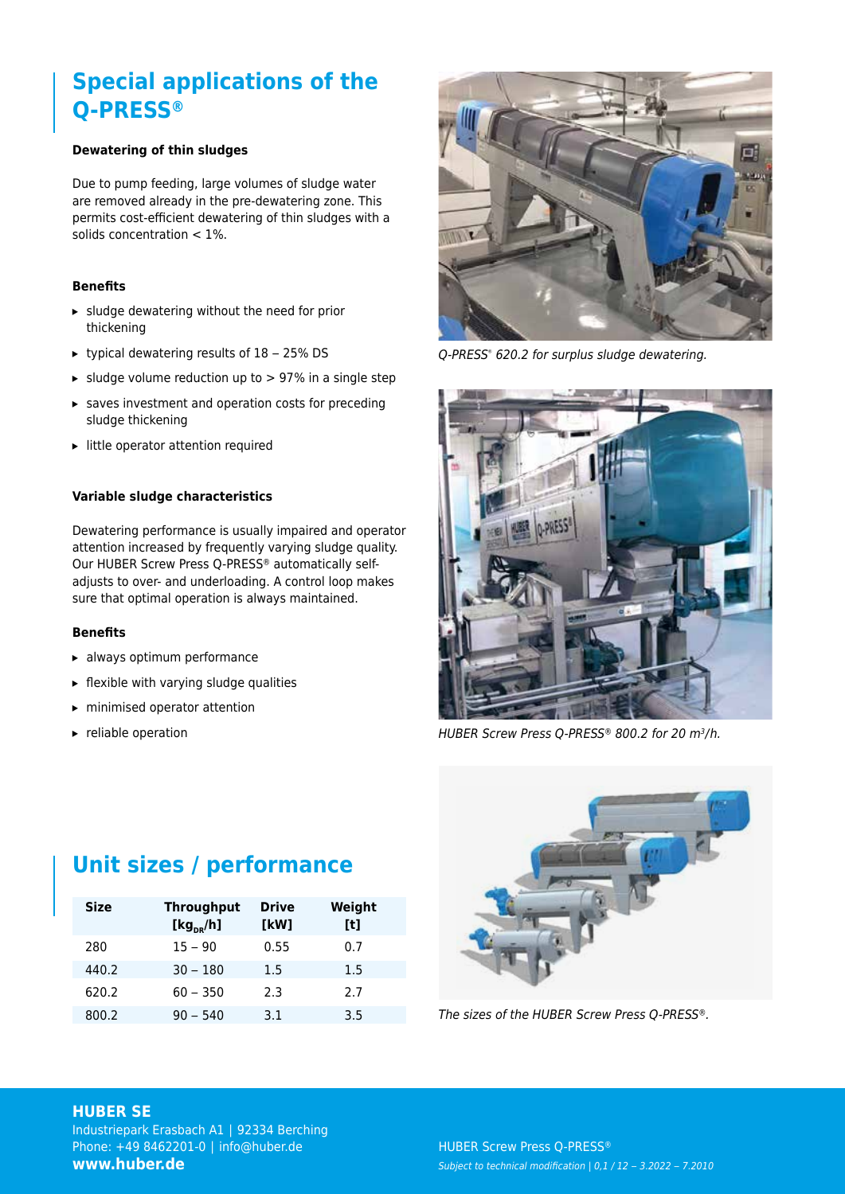## Special applications of the Q-PRESS®

### Dewatering of thin sludges

Due to pump feeding, large volumes of sludge water are removed already in the pre-dewatering zone. This permits cost-efficient dewatering of thin sludges with a solids concentration < 1%.

#### Benefits

- sludge dewatering without the need for prior thickening
- typical dewatering results of 18 – 25% DS
- sludge volume reduction up to > 97% in a single step
- saves investment and operation costs for preceding sludge thickening
- little operator attention required

### Variable sludge characteristics

Dewatering performance is usually impaired and operator attention increased by frequently varying sludge quality. Our HUBER Screw Press Q-PRESS® automatically self-adjusts to over- and underloading. A control loop makes sure that optimal operation is always maintained.

#### Benefits

- always optimum performance
- flexible with varying sludge qualities
- minimised operator attention
- reliable operation

*Q-PRESS® 620.2 for surplus sludge dewatering.*

*HUBER Screw Press Q-PRESS® 800.2 for 20 m³/h.*

## Unit sizes / performance

| Size | Throughput [$kg_{DR}$/h] | Drive [kW] | Weight [t] |
|---|---|---|---|
| 280 | 15 – 90 | 0.55 | 0.7 |
| 440.2 | 30 – 180 | 1.5 | 1.5 |
| 620.2 | 60 – 350 | 2.3 | 2.7 |
| 800.2 | 90 – 540 | 3.1 | 3.5 |

*The sizes of the HUBER Screw Press Q-PRESS®.*

**HUBER SE**
Industriepark Erasbach A1 | 92334 Berching
Phone: +49 8462201-0 | info@huber.de
**www.huber.de**

HUBER Screw Press Q-PRESS®
*Subject to technical modification | 0,1 / 12 – 3.2022 – 7.2010*